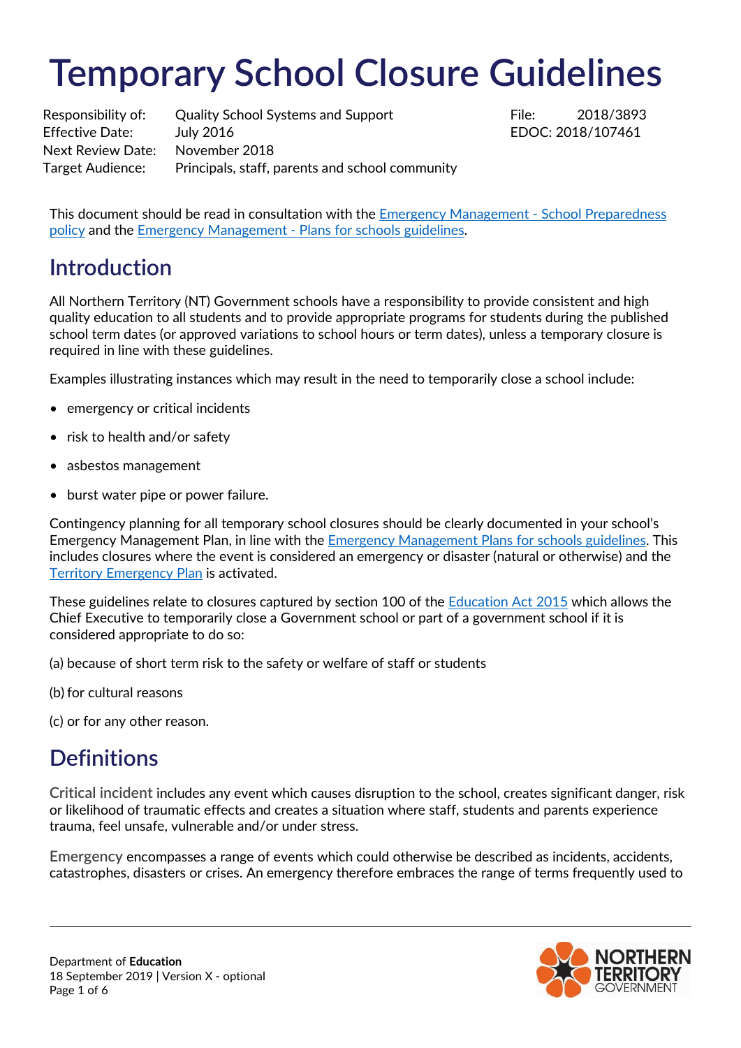# Temporary School Closure Guidelines

| | | | |
|---|---|---|---|
| Responsibility of: | Quality School Systems and Support | File: | 2018/3893 |
| Effective Date: | July 2016 | EDOC: | 2018/107461 |
| Next Review Date: | November 2018 | | |
| Target Audience: | Principals, staff, parents and school community | | |

This document should be read in consultation with the Emergency Management - School Preparedness policy and the Emergency Management - Plans for schools guidelines.

## Introduction

All Northern Territory (NT) Government schools have a responsibility to provide consistent and high quality education to all students and to provide appropriate programs for students during the published school term dates (or approved variations to school hours or term dates), unless a temporary closure is required in line with these guidelines.

Examples illustrating instances which may result in the need to temporarily close a school include:

- emergency or critical incidents
- risk to health and/or safety
- asbestos management
- burst water pipe or power failure.

Contingency planning for all temporary school closures should be clearly documented in your school's Emergency Management Plan, in line with the Emergency Management Plans for schools guidelines. This includes closures where the event is considered an emergency or disaster (natural or otherwise) and the Territory Emergency Plan is activated.

These guidelines relate to closures captured by section 100 of the Education Act 2015 which allows the Chief Executive to temporarily close a Government school or part of a government school if it is considered appropriate to do so:

(a) because of short term risk to the safety or welfare of staff or students

(b) for cultural reasons

(c) or for any other reason.

## Definitions

**Critical incident** includes any event which causes disruption to the school, creates significant danger, risk or likelihood of traumatic effects and creates a situation where staff, students and parents experience trauma, feel unsafe, vulnerable and/or under stress.

**Emergency** encompasses a range of events which could otherwise be described as incidents, accidents, catastrophes, disasters or crises. An emergency therefore embraces the range of terms frequently used to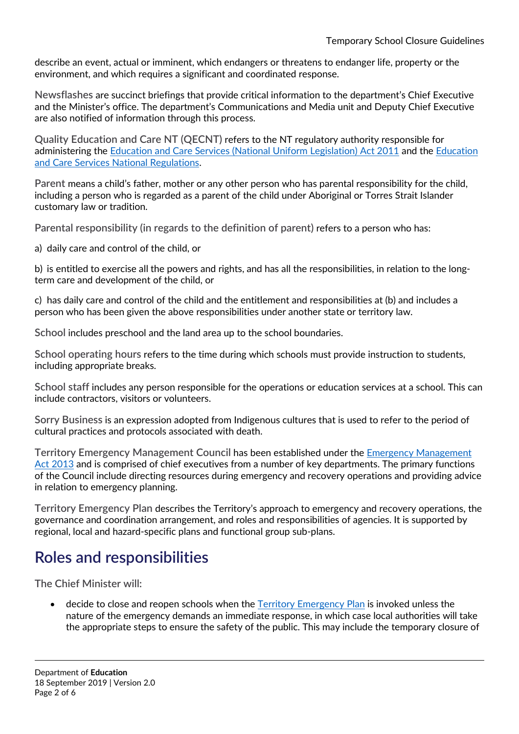describe an event, actual or imminent, which endangers or threatens to endanger life, property or the environment, and which requires a significant and coordinated response.

**Newsflashes** are succinct briefings that provide critical information to the department's Chief Executive and the Minister's office. The department's Communications and Media unit and Deputy Chief Executive are also notified of information through this process.

**Quality Education and Care NT (QECNT)** refers to the NT regulatory authority responsible for administering the [Education and Care Services (National Uniform Legislation) Act 2011](#) and the [Education and Care Services National Regulations](#).

**Parent** means a child's father, mother or any other person who has parental responsibility for the child, including a person who is regarded as a parent of the child under Aboriginal or Torres Strait Islander customary law or tradition.

**Parental responsibility (in regards to the definition of parent)** refers to a person who has:

a) daily care and control of the child, or

b) is entitled to exercise all the powers and rights, and has all the responsibilities, in relation to the long-term care and development of the child, or

c) has daily care and control of the child and the entitlement and responsibilities at (b) and includes a person who has been given the above responsibilities under another state or territory law.

**School** includes preschool and the land area up to the school boundaries.

**School operating hours** refers to the time during which schools must provide instruction to students, including appropriate breaks.

**School staff** includes any person responsible for the operations or education services at a school. This can include contractors, visitors or volunteers.

**Sorry Business** is an expression adopted from Indigenous cultures that is used to refer to the period of cultural practices and protocols associated with death.

**Territory Emergency Management Council** has been established under the [Emergency Management Act 2013](#) and is comprised of chief executives from a number of key departments. The primary functions of the Council include directing resources during emergency and recovery operations and providing advice in relation to emergency planning.

**Territory Emergency Plan** describes the Territory's approach to emergency and recovery operations, the governance and coordination arrangement, and roles and responsibilities of agencies. It is supported by regional, local and hazard-specific plans and functional group sub-plans.

# Roles and responsibilities

**The Chief Minister will:**

- decide to close and reopen schools when the [Territory Emergency Plan](#) is invoked unless the nature of the emergency demands an immediate response, in which case local authorities will take the appropriate steps to ensure the safety of the public. This may include the temporary closure of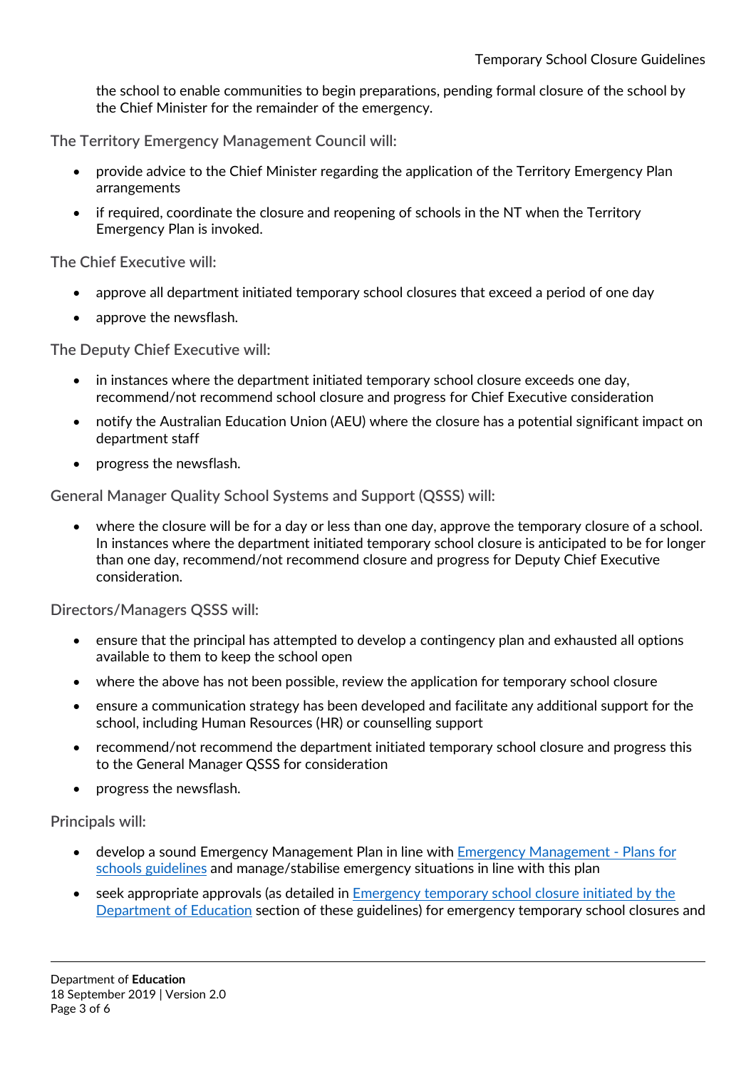the school to enable communities to begin preparations, pending formal closure of the school by the Chief Minister for the remainder of the emergency.

### The Territory Emergency Management Council will:

- provide advice to the Chief Minister regarding the application of the Territory Emergency Plan arrangements
- if required, coordinate the closure and reopening of schools in the NT when the Territory Emergency Plan is invoked.

### The Chief Executive will:

- approve all department initiated temporary school closures that exceed a period of one day
- approve the newsflash.

### The Deputy Chief Executive will:

- in instances where the department initiated temporary school closure exceeds one day, recommend/not recommend school closure and progress for Chief Executive consideration
- notify the Australian Education Union (AEU) where the closure has a potential significant impact on department staff
- progress the newsflash.

### General Manager Quality School Systems and Support (QSSS) will:

- where the closure will be for a day or less than one day, approve the temporary closure of a school. In instances where the department initiated temporary school closure is anticipated to be for longer than one day, recommend/not recommend closure and progress for Deputy Chief Executive consideration.

### Directors/Managers QSSS will:

- ensure that the principal has attempted to develop a contingency plan and exhausted all options available to them to keep the school open
- where the above has not been possible, review the application for temporary school closure
- ensure a communication strategy has been developed and facilitate any additional support for the school, including Human Resources (HR) or counselling support
- recommend/not recommend the department initiated temporary school closure and progress this to the General Manager QSSS for consideration
- progress the newsflash.

### Principals will:

- develop a sound Emergency Management Plan in line with Emergency Management - Plans for schools guidelines and manage/stabilise emergency situations in line with this plan
- seek appropriate approvals (as detailed in Emergency temporary school closure initiated by the Department of Education section of these guidelines) for emergency temporary school closures and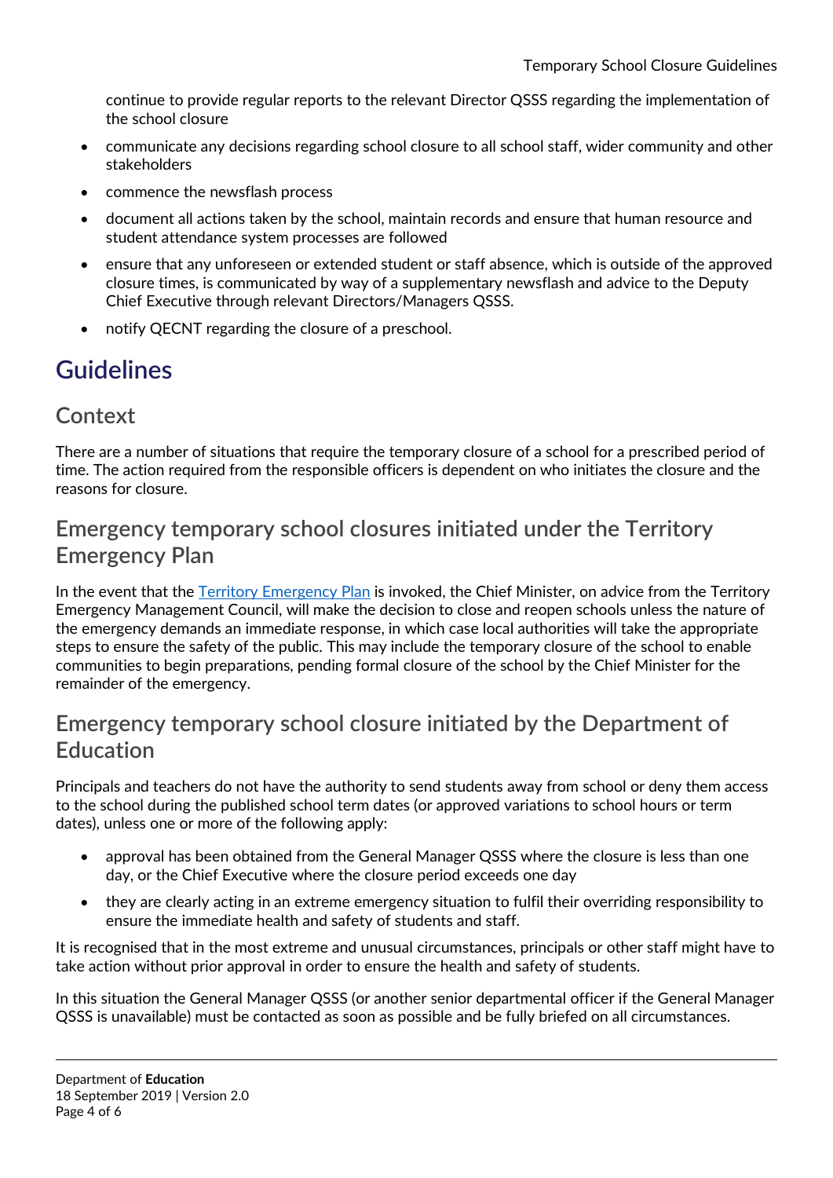continue to provide regular reports to the relevant Director QSSS regarding the implementation of the school closure

- communicate any decisions regarding school closure to all school staff, wider community and other stakeholders
- commence the newsflash process
- document all actions taken by the school, maintain records and ensure that human resource and student attendance system processes are followed
- ensure that any unforeseen or extended student or staff absence, which is outside of the approved closure times, is communicated by way of a supplementary newsflash and advice to the Deputy Chief Executive through relevant Directors/Managers QSSS.
- notify QECNT regarding the closure of a preschool.

# Guidelines

## Context

There are a number of situations that require the temporary closure of a school for a prescribed period of time. The action required from the responsible officers is dependent on who initiates the closure and the reasons for closure.

## Emergency temporary school closures initiated under the Territory Emergency Plan

In the event that the Territory Emergency Plan is invoked, the Chief Minister, on advice from the Territory Emergency Management Council, will make the decision to close and reopen schools unless the nature of the emergency demands an immediate response, in which case local authorities will take the appropriate steps to ensure the safety of the public. This may include the temporary closure of the school to enable communities to begin preparations, pending formal closure of the school by the Chief Minister for the remainder of the emergency.

## Emergency temporary school closure initiated by the Department of Education

Principals and teachers do not have the authority to send students away from school or deny them access to the school during the published school term dates (or approved variations to school hours or term dates), unless one or more of the following apply:

- approval has been obtained from the General Manager QSSS where the closure is less than one day, or the Chief Executive where the closure period exceeds one day
- they are clearly acting in an extreme emergency situation to fulfil their overriding responsibility to ensure the immediate health and safety of students and staff.

It is recognised that in the most extreme and unusual circumstances, principals or other staff might have to take action without prior approval in order to ensure the health and safety of students.

In this situation the General Manager QSSS (or another senior departmental officer if the General Manager QSSS is unavailable) must be contacted as soon as possible and be fully briefed on all circumstances.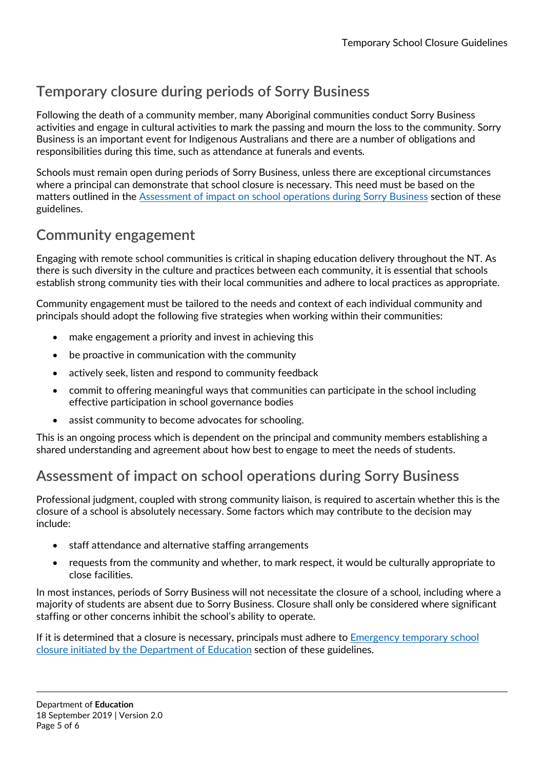## Temporary closure during periods of Sorry Business

Following the death of a community member, many Aboriginal communities conduct Sorry Business activities and engage in cultural activities to mark the passing and mourn the loss to the community. Sorry Business is an important event for Indigenous Australians and there are a number of obligations and responsibilities during this time, such as attendance at funerals and events.

Schools must remain open during periods of Sorry Business, unless there are exceptional circumstances where a principal can demonstrate that school closure is necessary. This need must be based on the matters outlined in the Assessment of impact on school operations during Sorry Business section of these guidelines.

## Community engagement

Engaging with remote school communities is critical in shaping education delivery throughout the NT. As there is such diversity in the culture and practices between each community, it is essential that schools establish strong community ties with their local communities and adhere to local practices as appropriate.

Community engagement must be tailored to the needs and context of each individual community and principals should adopt the following five strategies when working within their communities:

- make engagement a priority and invest in achieving this
- be proactive in communication with the community
- actively seek, listen and respond to community feedback
- commit to offering meaningful ways that communities can participate in the school including effective participation in school governance bodies
- assist community to become advocates for schooling.

This is an ongoing process which is dependent on the principal and community members establishing a shared understanding and agreement about how best to engage to meet the needs of students.

## Assessment of impact on school operations during Sorry Business

Professional judgment, coupled with strong community liaison, is required to ascertain whether this is the closure of a school is absolutely necessary. Some factors which may contribute to the decision may include:

- staff attendance and alternative staffing arrangements
- requests from the community and whether, to mark respect, it would be culturally appropriate to close facilities.

In most instances, periods of Sorry Business will not necessitate the closure of a school, including where a majority of students are absent due to Sorry Business. Closure shall only be considered where significant staffing or other concerns inhibit the school's ability to operate.

If it is determined that a closure is necessary, principals must adhere to Emergency temporary school closure initiated by the Department of Education section of these guidelines.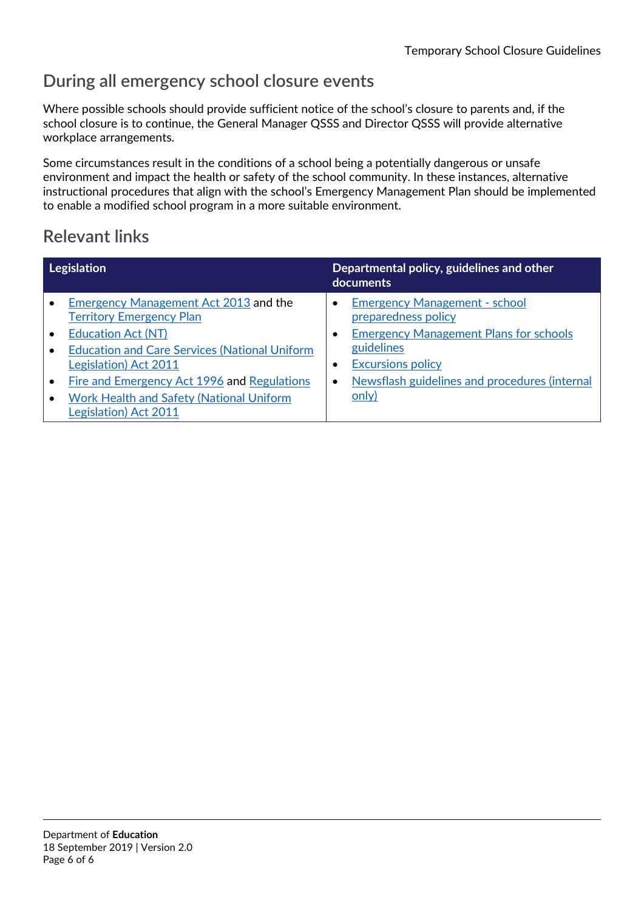## During all emergency school closure events

Where possible schools should provide sufficient notice of the school's closure to parents and, if the school closure is to continue, the General Manager QSSS and Director QSSS will provide alternative workplace arrangements.

Some circumstances result in the conditions of a school being a potentially dangerous or unsafe environment and impact the health or safety of the school community. In these instances, alternative instructional procedures that align with the school's Emergency Management Plan should be implemented to enable a modified school program in a more suitable environment.

## Relevant links

| Legislation | Departmental policy, guidelines and other documents |
|---|---|
| • Emergency Management Act 2013 and the Territory Emergency Plan<br>• Education Act (NT)<br>• Education and Care Services (National Uniform Legislation) Act 2011<br>• Fire and Emergency Act 1996 and Regulations<br>• Work Health and Safety (National Uniform Legislation) Act 2011 | • Emergency Management - school preparedness policy<br>• Emergency Management Plans for schools guidelines<br>• Excursions policy<br>• Newsflash guidelines and procedures (internal only) |